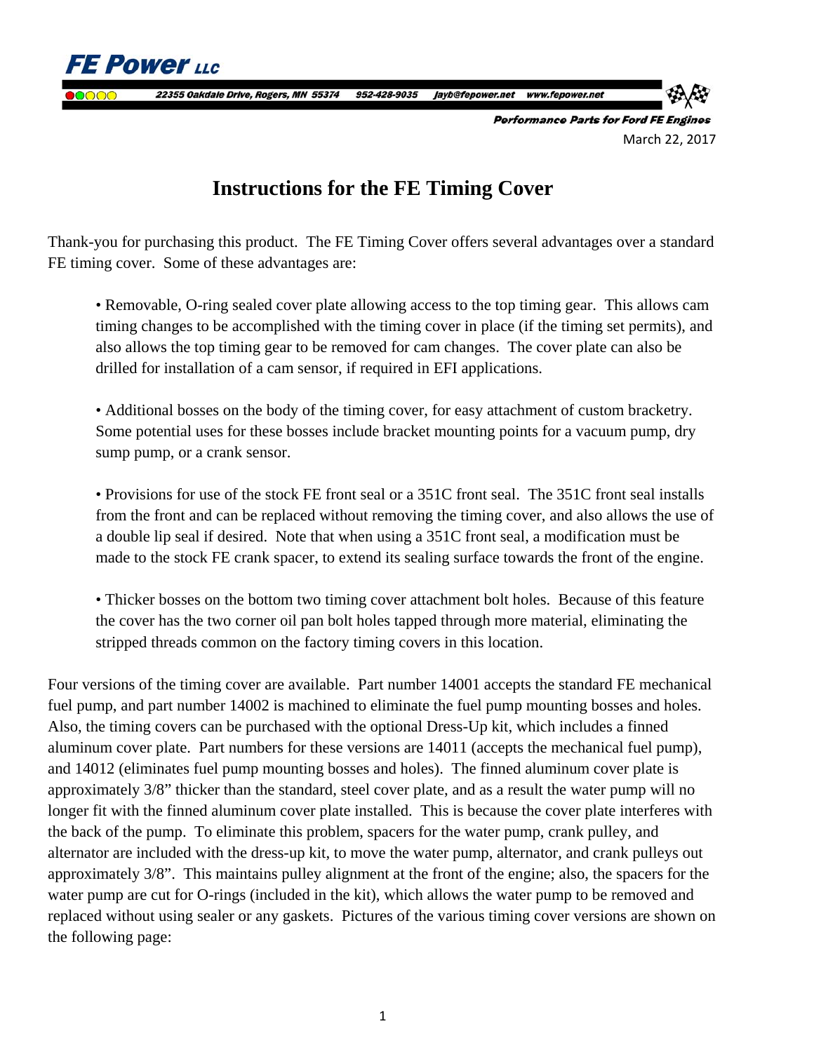**FE Power LLC**

22355 Oakdale Drive, Rogers, MN 55374 952-428-9035 jayb@fepower.net www.fepower.net

*Performance Parts for Ford FE Engines*

March 22, 2017

# Instructions for the FE Timing Cover

Thank-you for purchasing this product. The FE Timing Cover offers several advantages over a standard FE timing cover. Some of these advantages are:

- Removable, O-ring sealed cover plate allowing access to the top timing gear. This allows cam timing changes to be accomplished with the timing cover in place (if the timing set permits), and also allows the top timing gear to be removed for cam changes. The cover plate can also be drilled for installation of a cam sensor, if required in EFI applications.

- Additional bosses on the body of the timing cover, for easy attachment of custom bracketry. Some potential uses for these bosses include bracket mounting points for a vacuum pump, dry sump pump, or a crank sensor.

- Provisions for use of the stock FE front seal or a 351C front seal. The 351C front seal installs from the front and can be replaced without removing the timing cover, and also allows the use of a double lip seal if desired. Note that when using a 351C front seal, a modification must be made to the stock FE crank spacer, to extend its sealing surface towards the front of the engine.

- Thicker bosses on the bottom two timing cover attachment bolt holes. Because of this feature the cover has the two corner oil pan bolt holes tapped through more material, eliminating the stripped threads common on the factory timing covers in this location.

Four versions of the timing cover are available. Part number 14001 accepts the standard FE mechanical fuel pump, and part number 14002 is machined to eliminate the fuel pump mounting bosses and holes. Also, the timing covers can be purchased with the optional Dress-Up kit, which includes a finned aluminum cover plate. Part numbers for these versions are 14011 (accepts the mechanical fuel pump), and 14012 (eliminates fuel pump mounting bosses and holes). The finned aluminum cover plate is approximately 3/8" thicker than the standard, steel cover plate, and as a result the water pump will no longer fit with the finned aluminum cover plate installed. This is because the cover plate interferes with the back of the pump. To eliminate this problem, spacers for the water pump, crank pulley, and alternator are included with the dress-up kit, to move the water pump, alternator, and crank pulleys out approximately 3/8". This maintains pulley alignment at the front of the engine; also, the spacers for the water pump are cut for O-rings (included in the kit), which allows the water pump to be removed and replaced without using sealer or any gaskets. Pictures of the various timing cover versions are shown on the following page: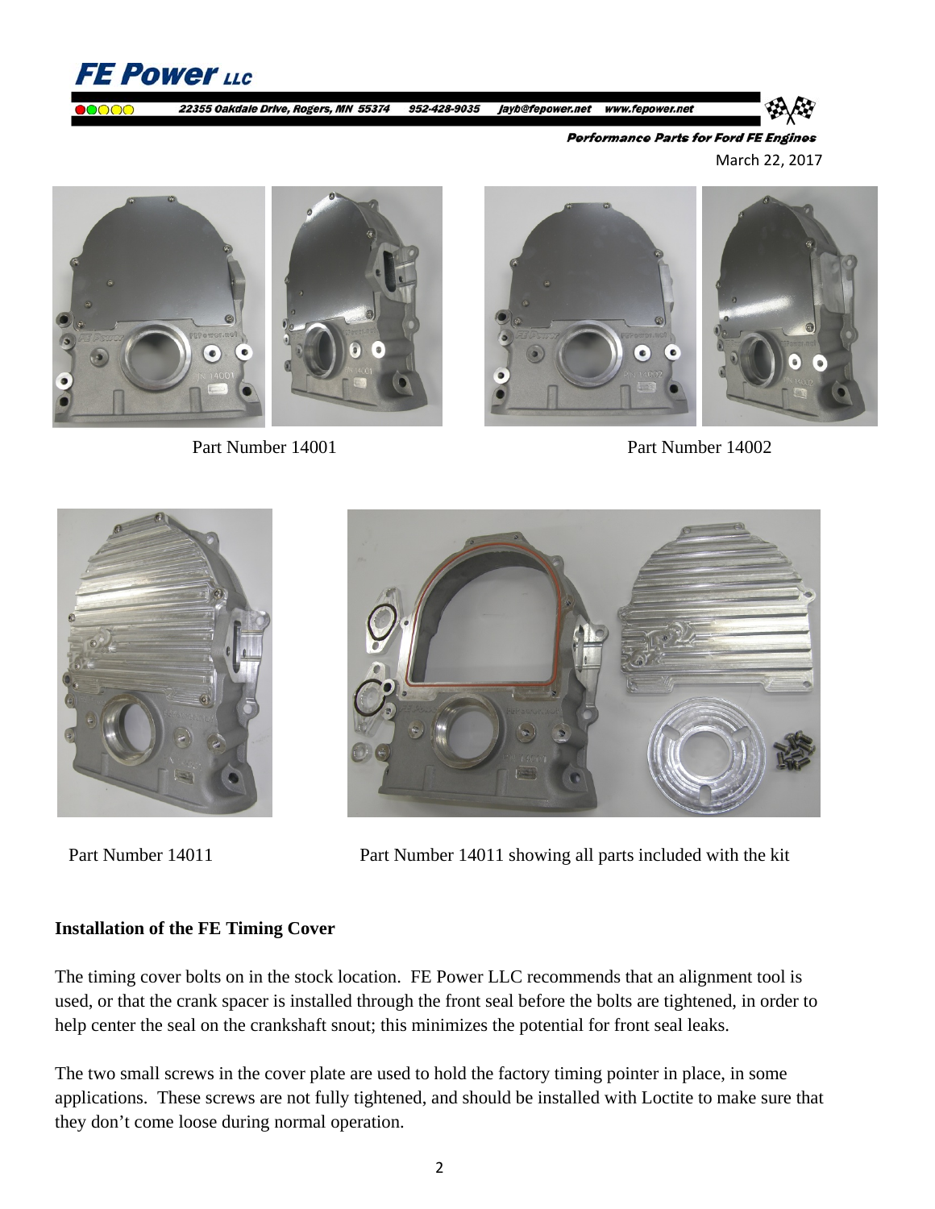March 22, 2017

Part Number 14001

Part Number 14002

Part Number 14011

Part Number 14011 showing all parts included with the kit

**Installation of the FE Timing Cover**

The timing cover bolts on in the stock location. FE Power LLC recommends that an alignment tool is used, or that the crank spacer is installed through the front seal before the bolts are tightened, in order to help center the seal on the crankshaft snout; this minimizes the potential for front seal leaks.

The two small screws in the cover plate are used to hold the factory timing pointer in place, in some applications. These screws are not fully tightened, and should be installed with Loctite to make sure that they don't come loose during normal operation.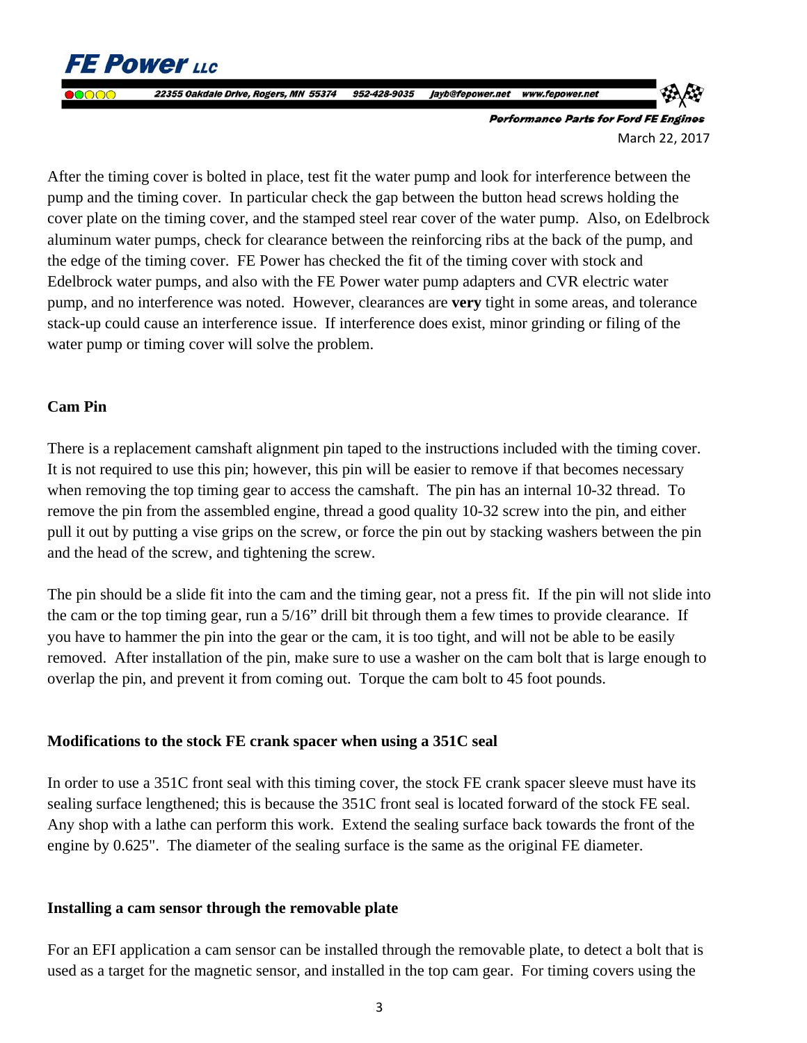After the timing cover is bolted in place, test fit the water pump and look for interference between the pump and the timing cover. In particular check the gap between the button head screws holding the cover plate on the timing cover, and the stamped steel rear cover of the water pump. Also, on Edelbrock aluminum water pumps, check for clearance between the reinforcing ribs at the back of the pump, and the edge of the timing cover. FE Power has checked the fit of the timing cover with stock and Edelbrock water pumps, and also with the FE Power water pump adapters and CVR electric water pump, and no interference was noted. However, clearances are **very** tight in some areas, and tolerance stack-up could cause an interference issue. If interference does exist, minor grinding or filing of the water pump or timing cover will solve the problem.

**Cam Pin**

There is a replacement camshaft alignment pin taped to the instructions included with the timing cover. It is not required to use this pin; however, this pin will be easier to remove if that becomes necessary when removing the top timing gear to access the camshaft. The pin has an internal 10-32 thread. To remove the pin from the assembled engine, thread a good quality 10-32 screw into the pin, and either pull it out by putting a vise grips on the screw, or force the pin out by stacking washers between the pin and the head of the screw, and tightening the screw.

The pin should be a slide fit into the cam and the timing gear, not a press fit. If the pin will not slide into the cam or the top timing gear, run a 5/16" drill bit through them a few times to provide clearance. If you have to hammer the pin into the gear or the cam, it is too tight, and will not be able to be easily removed. After installation of the pin, make sure to use a washer on the cam bolt that is large enough to overlap the pin, and prevent it from coming out. Torque the cam bolt to 45 foot pounds.

**Modifications to the stock FE crank spacer when using a 351C seal**

In order to use a 351C front seal with this timing cover, the stock FE crank spacer sleeve must have its sealing surface lengthened; this is because the 351C front seal is located forward of the stock FE seal. Any shop with a lathe can perform this work. Extend the sealing surface back towards the front of the engine by 0.625". The diameter of the sealing surface is the same as the original FE diameter.

**Installing a cam sensor through the removable plate**

For an EFI application a cam sensor can be installed through the removable plate, to detect a bolt that is used as a target for the magnetic sensor, and installed in the top cam gear. For timing covers using the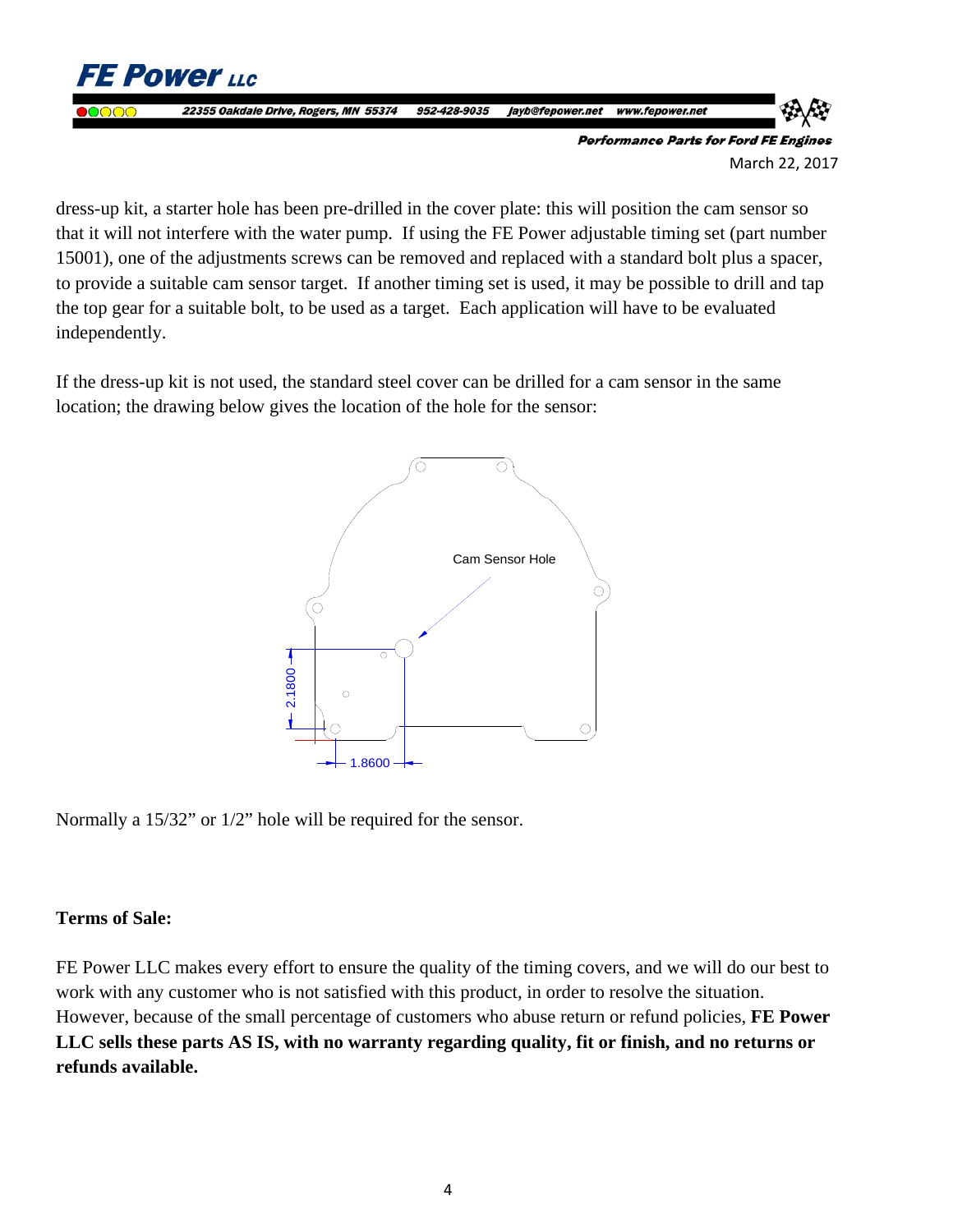dress-up kit, a starter hole has been pre-drilled in the cover plate: this will position the cam sensor so that it will not interfere with the water pump. If using the FE Power adjustable timing set (part number 15001), one of the adjustments screws can be removed and replaced with a standard bolt plus a spacer, to provide a suitable cam sensor target. If another timing set is used, it may be possible to drill and tap the top gear for a suitable bolt, to be used as a target. Each application will have to be evaluated independently.

If the dress-up kit is not used, the standard steel cover can be drilled for a cam sensor in the same location; the drawing below gives the location of the hole for the sensor:

Cam Sensor Hole

2.1800

1.8600

Normally a 15/32" or 1/2" hole will be required for the sensor.

**Terms of Sale:**

FE Power LLC makes every effort to ensure the quality of the timing covers, and we will do our best to work with any customer who is not satisfied with this product, in order to resolve the situation. However, because of the small percentage of customers who abuse return or refund policies, **FE Power LLC sells these parts AS IS, with no warranty regarding quality, fit or finish, and no returns or refunds available.**